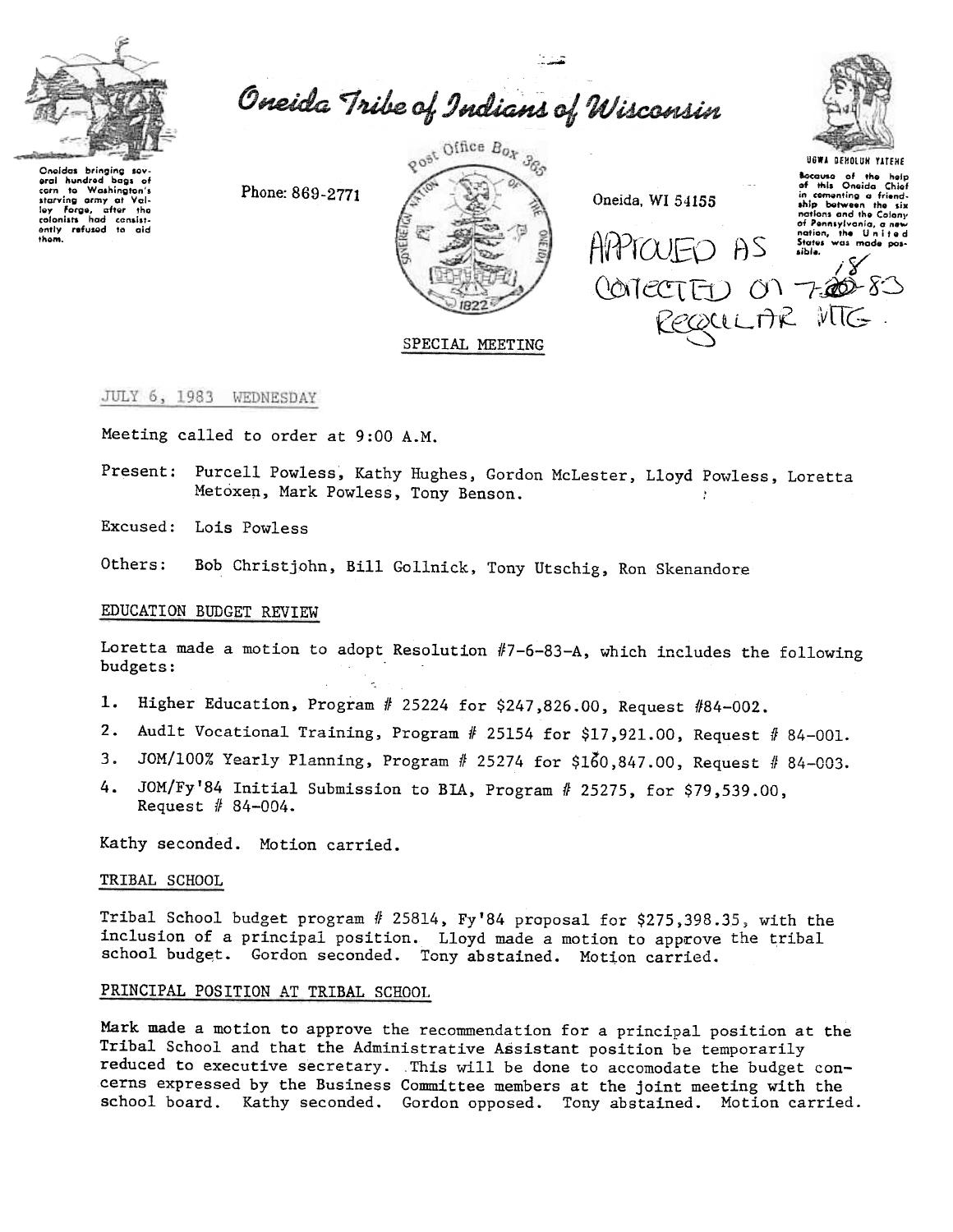Oneidas bringing several hundred bags of corn to Washington's starving army at Valley Forge, after the colonists had consistently refused to aid them.

# Oneida Tribe of Indians of Wisconsin

Phone: 869-2771

Post Office Box 365

Oneida, WI 54155

UGWA DEHOLUH YATEHE

Because of the help of this Oneida Chief in cementing a friendship between the six nations and the Colony of Pennsylvania, a new nation, the United States was made possible.

APPROVED AS CORRECTED ON 7-18-83 REGULAR MTG.

SPECIAL MEETING

JULY 6, 1983 WEDNESDAY

Meeting called to order at 9:00 A.M.

Present: Purcell Powless, Kathy Hughes, Gordon McLester, Lloyd Powless, Loretta Metoxen, Mark Powless, Tony Benson.

Excused: Lois Powless

Others: Bob Christjohn, Bill Gollnick, Tony Utschig, Ron Skenandore

## EDUCATION BUDGET REVIEW

Loretta made a motion to adopt Resolution #7-6-83-A, which includes the following budgets:

1. Higher Education, Program # 25224 for $247,826.00, Request #84-002.
2. Audlt Vocational Training, Program # 25154 for $17,921.00, Request # 84-001.
3. JOM/100% Yearly Planning, Program # 25274 for $160,847.00, Request # 84-003.
4. JOM/Fy'84 Initial Submission to BIA, Program # 25275, for $79,539.00, Request # 84-004.

Kathy seconded. Motion carried.

## TRIBAL SCHOOL

Tribal School budget program # 25814, Fy'84 proposal for $275,398.35, with the inclusion of a principal position. Lloyd made a motion to approve the tribal school budget. Gordon seconded. Tony abstained. Motion carried.

## PRINCIPAL POSITION AT TRIBAL SCHOOL

Mark made a motion to approve the recommendation for a principal position at the Tribal School and that the Administrative Assistant position be temporarily reduced to executive secretary. This will be done to accomodate the budget concerns expressed by the Business Committee members at the joint meeting with the school board. Kathy seconded. Gordon opposed. Tony abstained. Motion carried.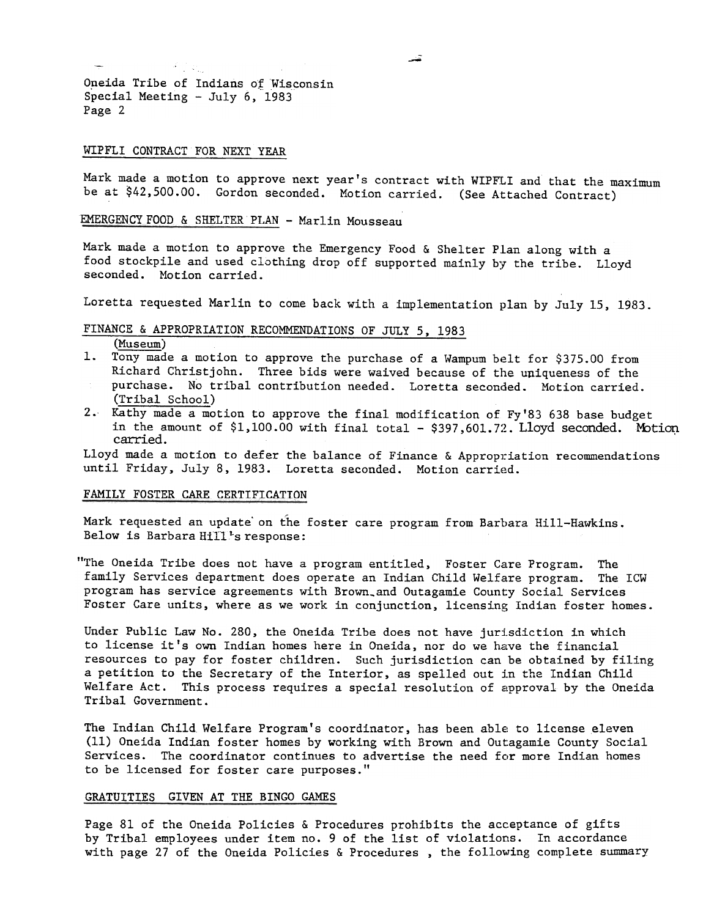## WIPFLI CONTRACT FOR NEXT YEAR

Mark made a motion to approve next year's contract with WIPFLI and that the maximum be at $42,500.00. Gordon seconded. Motion carried. (See Attached Contract)

## EMERGENCY FOOD & SHELTER PLAN - Marlin Mousseau

Mark made a motion to approve the Emergency Food & Shelter Plan along with a food stockpile and used clothing drop off supported mainly by the tribe. Lloyd seconded. Motion carried.

Loretta requested Marlin to come back with a implementation plan by July 15, 1983.

## FINANCE & APPROPRIATION RECOMMENDATIONS OF JULY 5, 1983

(Museum)

1. Tony made a motion to approve the purchase of a Wampum belt for $375.00 from Richard Christjohn. Three bids were waived because of the uniqueness of the purchase. No tribal contribution needed. Loretta seconded. Motion carried.

(Tribal School)

2. Kathy made a motion to approve the final modification of Fy'83 638 base budget in the amount of $1,100.00 with final total - $397,601.72. Lloyd seconded. Motion carried.

Lloyd made a motion to defer the balance of Finance & Appropriation recommendations until Friday, July 8, 1983. Loretta seconded. Motion carried.

## FAMILY FOSTER CARE CERTIFICATION

Mark requested an update on the foster care program from Barbara Hill-Hawkins. Below is Barbara Hill's response:

"The Oneida Tribe does not have a program entitled, Foster Care Program. The family Services department does operate an Indian Child Welfare program. The ICW program has service agreements with Brown and Outagamie County Social Services Foster Care units, where as we work in conjunction, licensing Indian foster homes.

Under Public Law No. 280, the Oneida Tribe does not have jurisdiction in which to license it's own Indian homes here in Oneida, nor do we have the financial resources to pay for foster children. Such jurisdiction can be obtained by filing a petition to the Secretary of the Interior, as spelled out in the Indian Child Welfare Act. This process requires a special resolution of approval by the Oneida Tribal Government.

The Indian Child Welfare Program's coordinator, has been able to license eleven (11) Oneida Indian foster homes by working with Brown and Outagamie County Social Services. The coordinator continues to advertise the need for more Indian homes to be licensed for foster care purposes."

## GRATUITIES GIVEN AT THE BINGO GAMES

Page 81 of the Oneida Policies & Procedures prohibits the acceptance of gifts by Tribal employees under item no. 9 of the list of violations. In accordance with page 27 of the Oneida Policies & Procedures , the following complete summary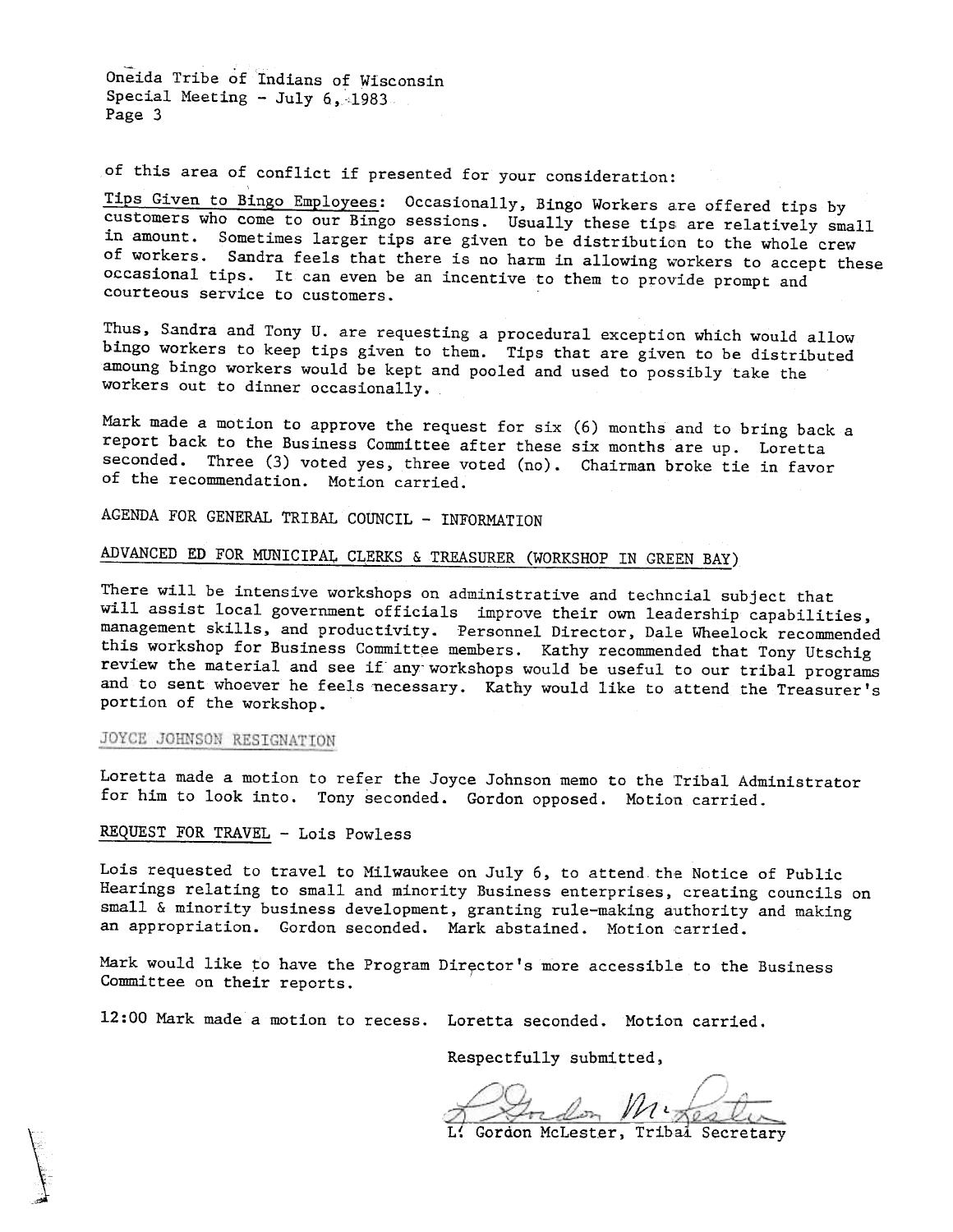of this area of conflict if presented for your consideration:

Tips Given to Bingo Employees: Occasionally, Bingo Workers are offered tips by customers who come to our Bingo sessions. Usually these tips are relatively small in amount. Sometimes larger tips are given to be distribution to the whole crew of workers. Sandra feels that there is no harm in allowing workers to accept these occasional tips. It can even be an incentive to them to provide prompt and courteous service to customers.

Thus, Sandra and Tony U. are requesting a procedural exception which would allow bingo workers to keep tips given to them. Tips that are given to be distributed amoung bingo workers would be kept and pooled and used to possibly take the workers out to dinner occasionally.

Mark made a motion to approve the request for six (6) months and to bring back a report back to the Business Committee after these six months are up. Loretta seconded. Three (3) voted yes, three voted (no). Chairman broke tie in favor of the recommendation. Motion carried.

AGENDA FOR GENERAL TRIBAL COUNCIL - INFORMATION

ADVANCED ED FOR MUNICIPAL CLERKS & TREASURER (WORKSHOP IN GREEN BAY)

There will be intensive workshops on administrative and techncial subject that will assist local government officials improve their own leadership capabilities, management skills, and productivity. Personnel Director, Dale Wheelock recommended this workshop for Business Committee members. Kathy recommended that Tony Utschig review the material and see if any workshops would be useful to our tribal programs and to sent whoever he feels necessary. Kathy would like to attend the Treasurer's portion of the workshop.

JOYCE JOHNSON RESIGNATION

Loretta made a motion to refer the Joyce Johnson memo to the Tribal Administrator for him to look into. Tony seconded. Gordon opposed. Motion carried.

REQUEST FOR TRAVEL - Lois Powless

Lois requested to travel to Milwaukee on July 6, to attend the Notice of Public Hearings relating to small and minority Business enterprises, creating councils on small & minority business development, granting rule-making authority and making an appropriation. Gordon seconded. Mark abstained. Motion carried.

Mark would like to have the Program Director's more accessible to the Business Committee on their reports.

12:00 Mark made a motion to recess. Loretta seconded. Motion carried.

Respectfully submitted,

L. Gordon McLester, Tribal Secretary